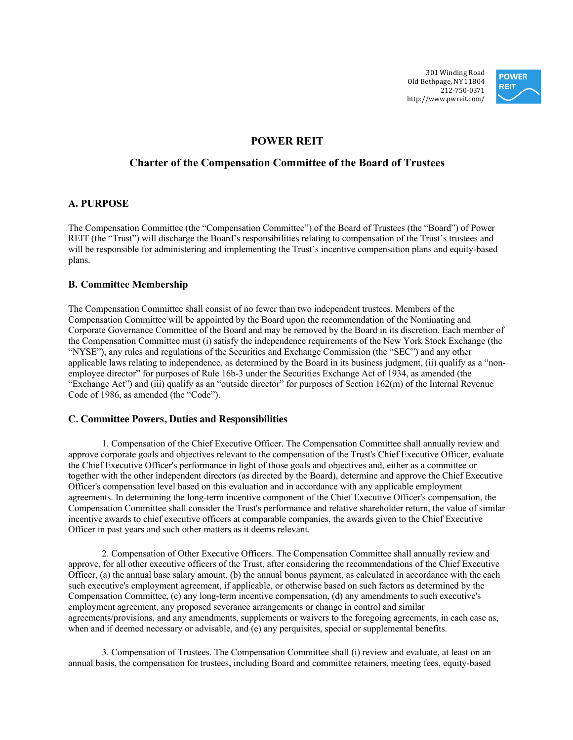301 Winding Road
Old Bethpage, NY 11804
212-750-0371
http://www.pwreit.com/

# POWER REIT

## Charter of the Compensation Committee of the Board of Trustees

### A. PURPOSE

The Compensation Committee (the "Compensation Committee") of the Board of Trustees (the "Board") of Power REIT (the "Trust") will discharge the Board's responsibilities relating to compensation of the Trust's trustees and will be responsible for administering and implementing the Trust's incentive compensation plans and equity-based plans.

### B. Committee Membership

The Compensation Committee shall consist of no fewer than two independent trustees. Members of the Compensation Committee will be appointed by the Board upon the recommendation of the Nominating and Corporate Governance Committee of the Board and may be removed by the Board in its discretion. Each member of the Compensation Committee must (i) satisfy the independence requirements of the New York Stock Exchange (the "NYSE"), any rules and regulations of the Securities and Exchange Commission (the "SEC") and any other applicable laws relating to independence, as determined by the Board in its business judgment, (ii) qualify as a "non-employee director" for purposes of Rule 16b-3 under the Securities Exchange Act of 1934, as amended (the "Exchange Act") and (iii) qualify as an "outside director" for purposes of Section 162(m) of the Internal Revenue Code of 1986, as amended (the "Code").

### C. Committee Powers, Duties and Responsibilities

1. Compensation of the Chief Executive Officer. The Compensation Committee shall annually review and approve corporate goals and objectives relevant to the compensation of the Trust's Chief Executive Officer, evaluate the Chief Executive Officer's performance in light of those goals and objectives and, either as a committee or together with the other independent directors (as directed by the Board), determine and approve the Chief Executive Officer's compensation level based on this evaluation and in accordance with any applicable employment agreements. In determining the long-term incentive component of the Chief Executive Officer's compensation, the Compensation Committee shall consider the Trust's performance and relative shareholder return, the value of similar incentive awards to chief executive officers at comparable companies, the awards given to the Chief Executive Officer in past years and such other matters as it deems relevant.

2. Compensation of Other Executive Officers. The Compensation Committee shall annually review and approve, for all other executive officers of the Trust, after considering the recommendations of the Chief Executive Officer, (a) the annual base salary amount, (b) the annual bonus payment, as calculated in accordance with the each such executive's employment agreement, if applicable, or otherwise based on such factors as determined by the Compensation Committee, (c) any long-term incentive compensation, (d) any amendments to such executive's employment agreement, any proposed severance arrangements or change in control and similar agreements/provisions, and any amendments, supplements or waivers to the foregoing agreements, in each case as, when and if deemed necessary or advisable, and (e) any perquisites, special or supplemental benefits.

3. Compensation of Trustees. The Compensation Committee shall (i) review and evaluate, at least on an annual basis, the compensation for trustees, including Board and committee retainers, meeting fees, equity-based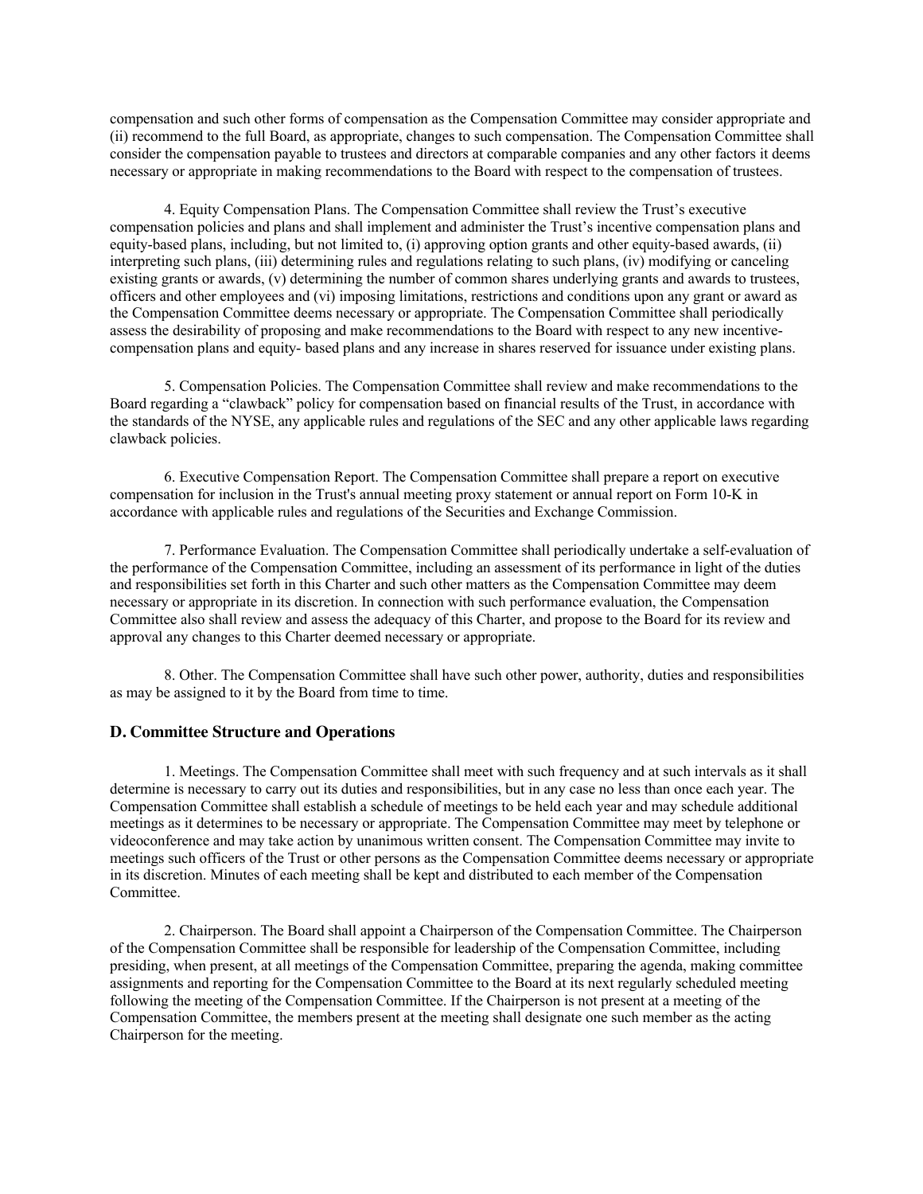compensation and such other forms of compensation as the Compensation Committee may consider appropriate and (ii) recommend to the full Board, as appropriate, changes to such compensation. The Compensation Committee shall consider the compensation payable to trustees and directors at comparable companies and any other factors it deems necessary or appropriate in making recommendations to the Board with respect to the compensation of trustees.

4. Equity Compensation Plans. The Compensation Committee shall review the Trust's executive compensation policies and plans and shall implement and administer the Trust's incentive compensation plans and equity-based plans, including, but not limited to, (i) approving option grants and other equity-based awards, (ii) interpreting such plans, (iii) determining rules and regulations relating to such plans, (iv) modifying or canceling existing grants or awards, (v) determining the number of common shares underlying grants and awards to trustees, officers and other employees and (vi) imposing limitations, restrictions and conditions upon any grant or award as the Compensation Committee deems necessary or appropriate. The Compensation Committee shall periodically assess the desirability of proposing and make recommendations to the Board with respect to any new incentive-compensation plans and equity- based plans and any increase in shares reserved for issuance under existing plans.

5. Compensation Policies. The Compensation Committee shall review and make recommendations to the Board regarding a "clawback" policy for compensation based on financial results of the Trust, in accordance with the standards of the NYSE, any applicable rules and regulations of the SEC and any other applicable laws regarding clawback policies.

6. Executive Compensation Report. The Compensation Committee shall prepare a report on executive compensation for inclusion in the Trust's annual meeting proxy statement or annual report on Form 10-K in accordance with applicable rules and regulations of the Securities and Exchange Commission.

7. Performance Evaluation. The Compensation Committee shall periodically undertake a self-evaluation of the performance of the Compensation Committee, including an assessment of its performance in light of the duties and responsibilities set forth in this Charter and such other matters as the Compensation Committee may deem necessary or appropriate in its discretion. In connection with such performance evaluation, the Compensation Committee also shall review and assess the adequacy of this Charter, and propose to the Board for its review and approval any changes to this Charter deemed necessary or appropriate.

8. Other. The Compensation Committee shall have such other power, authority, duties and responsibilities as may be assigned to it by the Board from time to time.

### D. Committee Structure and Operations

1. Meetings. The Compensation Committee shall meet with such frequency and at such intervals as it shall determine is necessary to carry out its duties and responsibilities, but in any case no less than once each year. The Compensation Committee shall establish a schedule of meetings to be held each year and may schedule additional meetings as it determines to be necessary or appropriate. The Compensation Committee may meet by telephone or videoconference and may take action by unanimous written consent. The Compensation Committee may invite to meetings such officers of the Trust or other persons as the Compensation Committee deems necessary or appropriate in its discretion. Minutes of each meeting shall be kept and distributed to each member of the Compensation Committee.

2. Chairperson. The Board shall appoint a Chairperson of the Compensation Committee. The Chairperson of the Compensation Committee shall be responsible for leadership of the Compensation Committee, including presiding, when present, at all meetings of the Compensation Committee, preparing the agenda, making committee assignments and reporting for the Compensation Committee to the Board at its next regularly scheduled meeting following the meeting of the Compensation Committee. If the Chairperson is not present at a meeting of the Compensation Committee, the members present at the meeting shall designate one such member as the acting Chairperson for the meeting.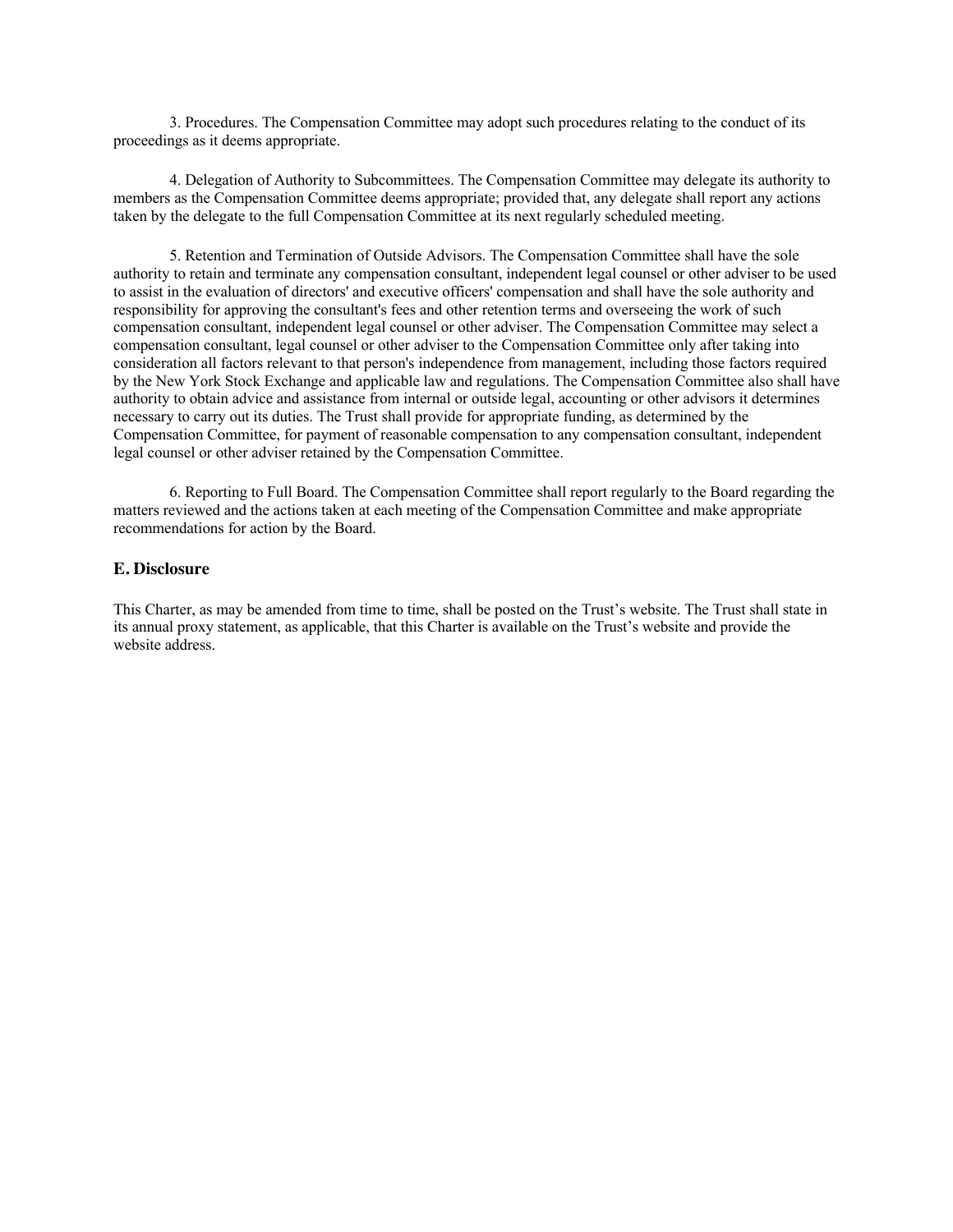3. Procedures. The Compensation Committee may adopt such procedures relating to the conduct of its proceedings as it deems appropriate.

4. Delegation of Authority to Subcommittees. The Compensation Committee may delegate its authority to members as the Compensation Committee deems appropriate; provided that, any delegate shall report any actions taken by the delegate to the full Compensation Committee at its next regularly scheduled meeting.

5. Retention and Termination of Outside Advisors. The Compensation Committee shall have the sole authority to retain and terminate any compensation consultant, independent legal counsel or other adviser to be used to assist in the evaluation of directors' and executive officers' compensation and shall have the sole authority and responsibility for approving the consultant's fees and other retention terms and overseeing the work of such compensation consultant, independent legal counsel or other adviser. The Compensation Committee may select a compensation consultant, legal counsel or other adviser to the Compensation Committee only after taking into consideration all factors relevant to that person's independence from management, including those factors required by the New York Stock Exchange and applicable law and regulations. The Compensation Committee also shall have authority to obtain advice and assistance from internal or outside legal, accounting or other advisors it determines necessary to carry out its duties. The Trust shall provide for appropriate funding, as determined by the Compensation Committee, for payment of reasonable compensation to any compensation consultant, independent legal counsel or other adviser retained by the Compensation Committee.

6. Reporting to Full Board. The Compensation Committee shall report regularly to the Board regarding the matters reviewed and the actions taken at each meeting of the Compensation Committee and make appropriate recommendations for action by the Board.

### E. Disclosure

This Charter, as may be amended from time to time, shall be posted on the Trust's website. The Trust shall state in its annual proxy statement, as applicable, that this Charter is available on the Trust's website and provide the website address.